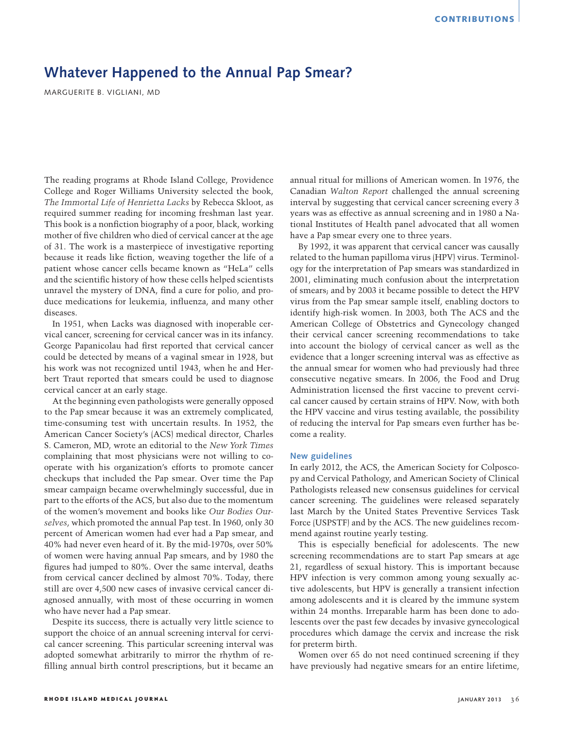# Whatever Happened to the Annual Pap Smear?

MARGUERITE B. VIGLIANI, MD

The reading programs at Rhode Island College, Providence College and Roger Williams University selected the book, *The Immortal Life of Henrietta Lacks* by Rebecca Skloot, as required summer reading for incoming freshman last year. This book is a nonfiction biography of a poor, black, working mother of five children who died of cervical cancer at the age of 31. The work is a masterpiece of investigative reporting because it reads like fiction, weaving together the life of a patient whose cancer cells became known as "HeLa" cells and the scientific history of how these cells helped scientists unravel the mystery of DNA, find a cure for polio, and produce medications for leukemia, influenza, and many other diseases.

In 1951, when Lacks was diagnosed with inoperable cervical cancer, screening for cervical cancer was in its infancy. George Papanicolau had first reported that cervical cancer could be detected by means of a vaginal smear in 1928, but his work was not recognized until 1943, when he and Herbert Traut reported that smears could be used to diagnose cervical cancer at an early stage.

At the beginning even pathologists were generally opposed to the Pap smear because it was an extremely complicated, time-consuming test with uncertain results. In 1952, the American Cancer Society's (ACS) medical director, Charles S. Cameron, MD, wrote an editorial to the *New York Times* complaining that most physicians were not willing to cooperate with his organization's efforts to promote cancer checkups that included the Pap smear. Over time the Pap smear campaign became overwhelmingly successful, due in part to the efforts of the ACS, but also due to the momentum of the women's movement and books like *Our Bodies Ourselves*, which promoted the annual Pap test. In 1960, only 30 percent of American women had ever had a Pap smear, and 40% had never even heard of it. By the mid-1970s, over 50% of women were having annual Pap smears, and by 1980 the figures had jumped to 80%. Over the same interval, deaths from cervical cancer declined by almost 70%. Today, there still are over 4,500 new cases of invasive cervical cancer diagnosed annually, with most of these occurring in women who have never had a Pap smear.

Despite its success, there is actually very little science to support the choice of an annual screening interval for cervical cancer screening. This particular screening interval was adopted somewhat arbitrarily to mirror the rhythm of refilling annual birth control prescriptions, but it became an annual ritual for millions of American women. In 1976, the Canadian *Walton Report* challenged the annual screening interval by suggesting that cervical cancer screening every 3 years was as effective as annual screening and in 1980 a National Institutes of Health panel advocated that all women have a Pap smear every one to three years.

By 1992, it was apparent that cervical cancer was causally related to the human papilloma virus (HPV) virus. Terminology for the interpretation of Pap smears was standardized in 2001, eliminating much confusion about the interpretation of smears; and by 2003 it became possible to detect the HPV virus from the Pap smear sample itself, enabling doctors to identify high-risk women. In 2003, both The ACS and the American College of Obstetrics and Gynecology changed their cervical cancer screening recommendations to take into account the biology of cervical cancer as well as the evidence that a longer screening interval was as effective as the annual smear for women who had previously had three consecutive negative smears. In 2006, the Food and Drug Administration licensed the first vaccine to prevent cervical cancer caused by certain strains of HPV. Now, with both the HPV vaccine and virus testing available, the possibility of reducing the interval for Pap smears even further has become a reality.

## New guidelines

In early 2012, the ACS, the American Society for Colposcopy and Cervical Pathology, and American Society of Clinical Pathologists released new consensus guidelines for cervical cancer screening. The guidelines were released separately last March by the United States Preventive Services Task Force (USPSTF) and by the ACS. The new guidelines recommend against routine yearly testing.

This is especially beneficial for adolescents. The new screening recommendations are to start Pap smears at age 21, regardless of sexual history. This is important because HPV infection is very common among young sexually active adolescents, but HPV is generally a transient infection among adolescents and it is cleared by the immune system within 24 months. Irreparable harm has been done to adolescents over the past few decades by invasive gynecological procedures which damage the cervix and increase the risk for preterm birth.

Women over 65 do not need continued screening if they have previously had negative smears for an entire lifetime,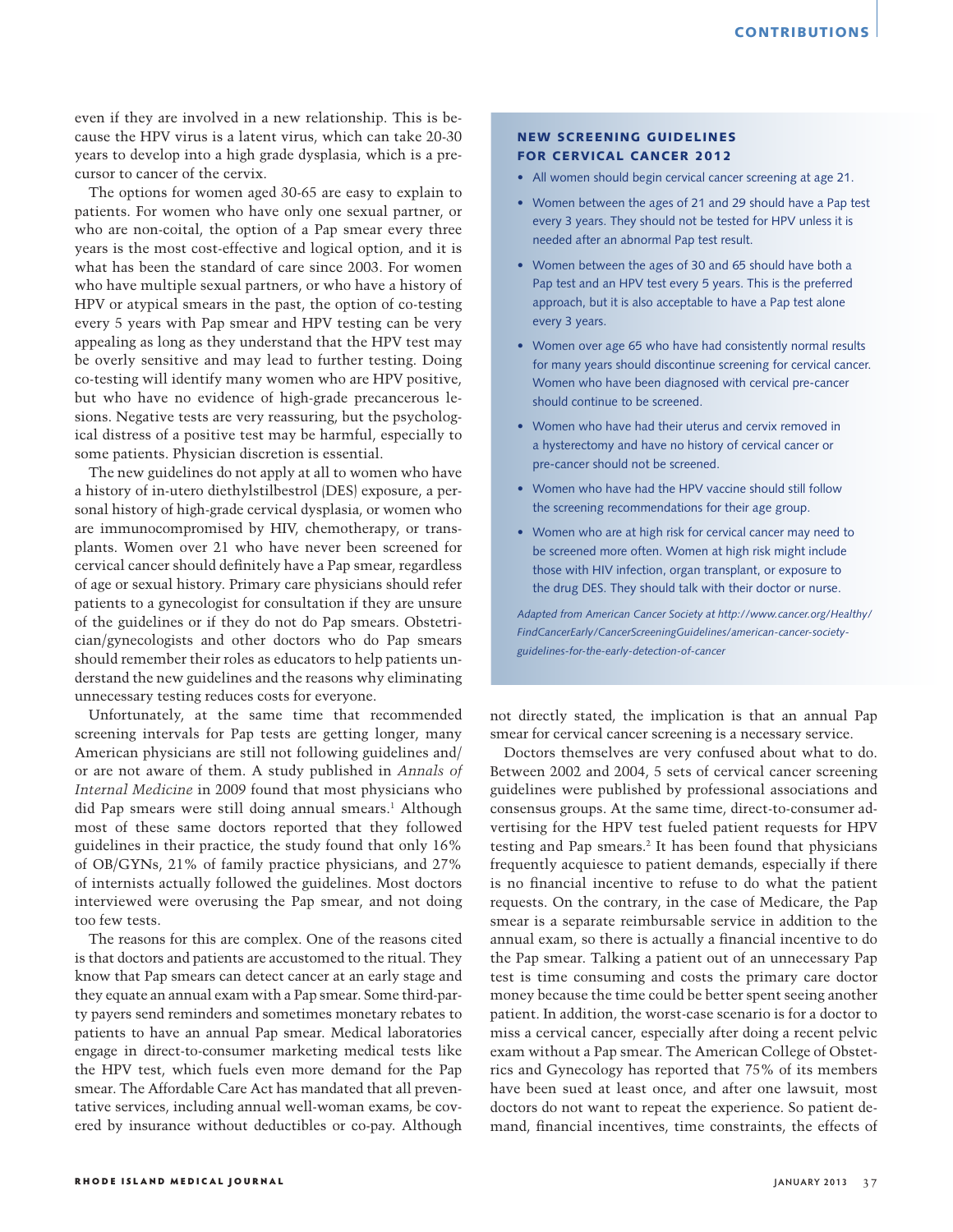even if they are involved in a new relationship. This is because the HPV virus is a latent virus, which can take 20-30 years to develop into a high grade dysplasia, which is a precursor to cancer of the cervix.

The options for women aged 30-65 are easy to explain to patients. For women who have only one sexual partner, or who are non-coital, the option of a Pap smear every three years is the most cost-effective and logical option, and it is what has been the standard of care since 2003. For women who have multiple sexual partners, or who have a history of HPV or atypical smears in the past, the option of co-testing every 5 years with Pap smear and HPV testing can be very appealing as long as they understand that the HPV test may be overly sensitive and may lead to further testing. Doing co-testing will identify many women who are HPV positive, but who have no evidence of high-grade precancerous lesions. Negative tests are very reassuring, but the psychological distress of a positive test may be harmful, especially to some patients. Physician discretion is essential.

The new guidelines do not apply at all to women who have a history of in-utero diethylstilbestrol (DES) exposure, a personal history of high-grade cervical dysplasia, or women who are immunocompromised by HIV, chemotherapy, or transplants. Women over 21 who have never been screened for cervical cancer should definitely have a Pap smear, regardless of age or sexual history. Primary care physicians should refer patients to a gynecologist for consultation if they are unsure of the guidelines or if they do not do Pap smears. Obstetrician/gynecologists and other doctors who do Pap smears should remember their roles as educators to help patients understand the new guidelines and the reasons why eliminating unnecessary testing reduces costs for everyone.

Unfortunately, at the same time that recommended screening intervals for Pap tests are getting longer, many American physicians are still not following guidelines and/or are not aware of them. A study published in *Annals of Internal Medicine* in 2009 found that most physicians who did Pap smears were still doing annual smears.[1] Although most of these same doctors reported that they followed guidelines in their practice, the study found that only 16% of OB/GYNs, 21% of family practice physicians, and 27% of internists actually followed the guidelines. Most doctors interviewed were overusing the Pap smear, and not doing too few tests.

The reasons for this are complex. One of the reasons cited is that doctors and patients are accustomed to the ritual. They know that Pap smears can detect cancer at an early stage and they equate an annual exam with a Pap smear. Some third-party payers send reminders and sometimes monetary rebates to patients to have an annual Pap smear. Medical laboratories engage in direct-to-consumer marketing medical tests like the HPV test, which fuels even more demand for the Pap smear. The Affordable Care Act has mandated that all preventative services, including annual well-woman exams, be covered by insurance without deductibles or co-pay. Although not directly stated, the implication is that an annual Pap smear for cervical cancer screening is a necessary service.

Doctors themselves are very confused about what to do. Between 2002 and 2004, 5 sets of cervical cancer screening guidelines were published by professional associations and consensus groups. At the same time, direct-to-consumer advertising for the HPV test fueled patient requests for HPV testing and Pap smears.[2] It has been found that physicians frequently acquiesce to patient demands, especially if there is no financial incentive to refuse to do what the patient requests. On the contrary, in the case of Medicare, the Pap smear is a separate reimbursable service in addition to the annual exam, so there is actually a financial incentive to do the Pap smear. Talking a patient out of an unnecessary Pap test is time consuming and costs the primary care doctor money because the time could be better spent seeing another patient. In addition, the worst-case scenario is for a doctor to miss a cervical cancer, especially after doing a recent pelvic exam without a Pap smear. The American College of Obstetrics and Gynecology has reported that 75% of its members have been sued at least once, and after one lawsuit, most doctors do not want to repeat the experience. So patient demand, financial incentives, time constraints, the effects of

### NEW SCREENING GUIDELINES FOR CERVICAL CANCER 2012

- All women should begin cervical cancer screening at age 21.
- Women between the ages of 21 and 29 should have a Pap test every 3 years. They should not be tested for HPV unless it is needed after an abnormal Pap test result.
- Women between the ages of 30 and 65 should have both a Pap test and an HPV test every 5 years. This is the preferred approach, but it is also acceptable to have a Pap test alone every 3 years.
- Women over age 65 who have had consistently normal results for many years should discontinue screening for cervical cancer. Women who have been diagnosed with cervical pre-cancer should continue to be screened.
- Women who have had their uterus and cervix removed in a hysterectomy and have no history of cervical cancer or pre-cancer should not be screened.
- Women who have had the HPV vaccine should still follow the screening recommendations for their age group.
- Women who are at high risk for cervical cancer may need to be screened more often. Women at high risk might include those with HIV infection, organ transplant, or exposure to the drug DES. They should talk with their doctor or nurse.

*Adapted from American Cancer Society at http://www.cancer.org/Healthy/FindCancerEarly/CancerScreeningGuidelines/american-cancer-society-guidelines-for-the-early-detection-of-cancer*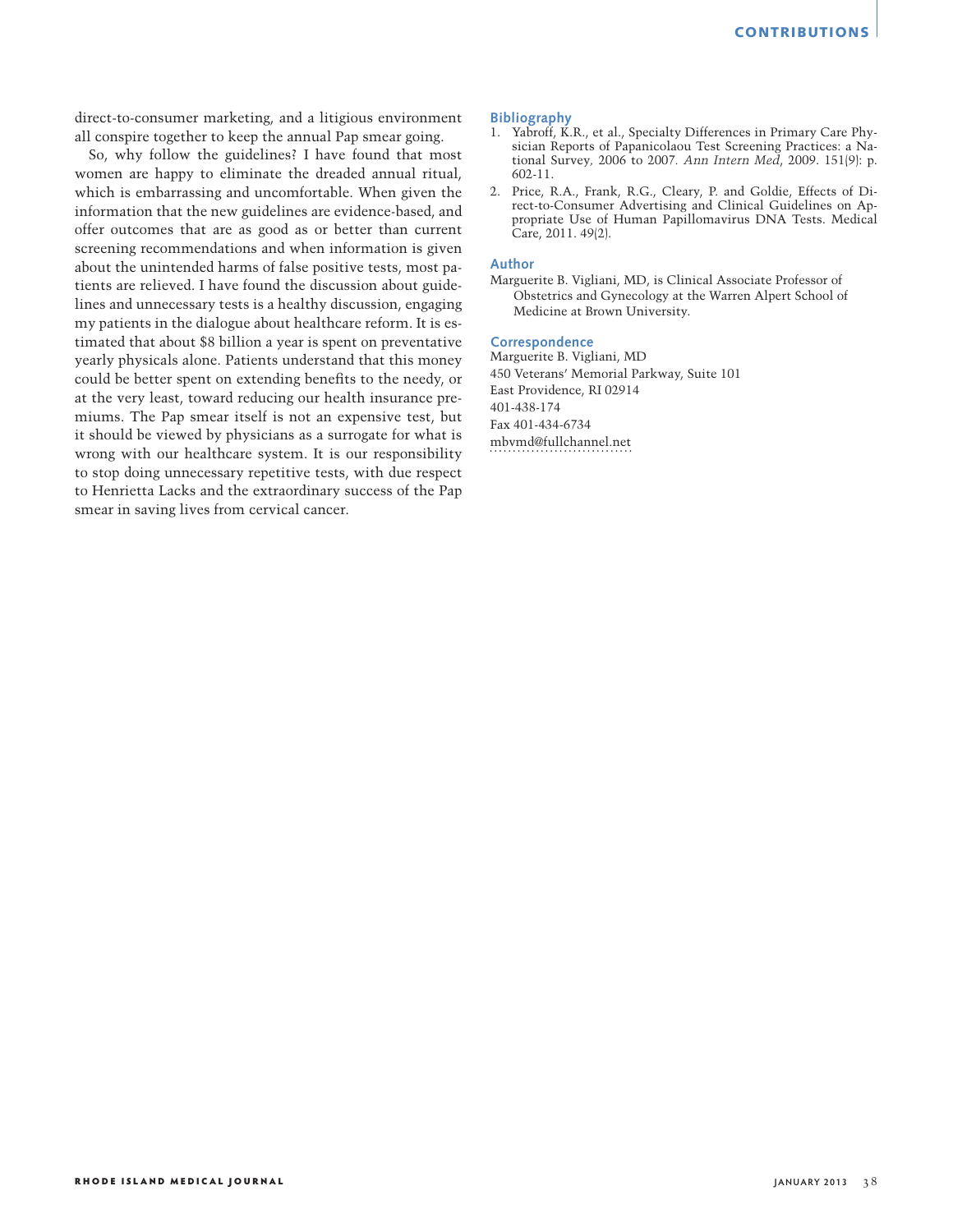direct-to-consumer marketing, and a litigious environment all conspire together to keep the annual Pap smear going.

So, why follow the guidelines? I have found that most women are happy to eliminate the dreaded annual ritual, which is embarrassing and uncomfortable. When given the information that the new guidelines are evidence-based, and offer outcomes that are as good as or better than current screening recommendations and when information is given about the unintended harms of false positive tests, most patients are relieved. I have found the discussion about guidelines and unnecessary tests is a healthy discussion, engaging my patients in the dialogue about healthcare reform. It is estimated that about $8 billion a year is spent on preventative yearly physicals alone. Patients understand that this money could be better spent on extending benefits to the needy, or at the very least, toward reducing our health insurance premiums. The Pap smear itself is not an expensive test, but it should be viewed by physicians as a surrogate for what is wrong with our healthcare system. It is our responsibility to stop doing unnecessary repetitive tests, with due respect to Henrietta Lacks and the extraordinary success of the Pap smear in saving lives from cervical cancer.

### Bibliography

1. Yabroff, K.R., et al., Specialty Differences in Primary Care Physician Reports of Papanicolaou Test Screening Practices: a National Survey, 2006 to 2007. *Ann Intern Med*, 2009. 151(9): p. 602-11.
2. Price, R.A., Frank, R.G., Cleary, P. and Goldie, Effects of Direct-to-Consumer Advertising and Clinical Guidelines on Appropriate Use of Human Papillomavirus DNA Tests. Medical Care, 2011. 49(2).

### Author

Marguerite B. Vigliani, MD, is Clinical Associate Professor of Obstetrics and Gynecology at the Warren Alpert School of Medicine at Brown University.

### Correspondence

Marguerite B. Vigliani, MD
450 Veterans' Memorial Parkway, Suite 101
East Providence, RI 02914
401-438-174
Fax 401-434-6734
mbvmd@fullchannel.net